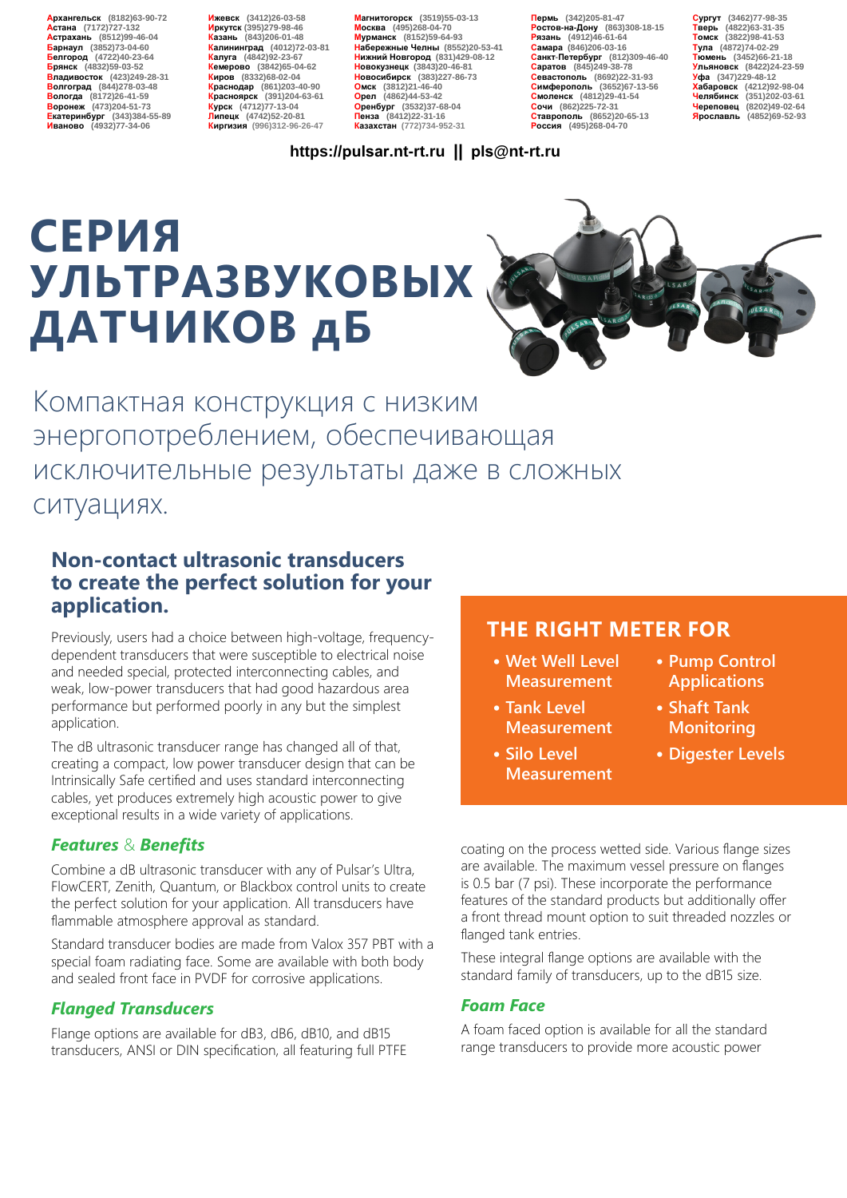Архангельск (8182)63-90-72
Астана (7172)727-132
Астрахань (8512)99-46-04
Барнаул (3852)73-04-60
Белгород (4722)40-23-64
Брянск (4832)59-03-52
Владивосток (423)249-28-31
Волгоград (844)278-03-48
Вологда (8172)26-41-59
Воронеж (473)204-51-73
Екатеринбург (343)384-55-89
Иваново (4932)77-34-06
Ижевск (3412)26-03-58
Иркутск (395)279-98-46
Казань (843)206-01-48
Калининград (4012)72-03-81
Калуга (4842)92-23-67
Кемерово (3842)65-04-62
Киров (8332)68-02-04
Краснодар (861)203-40-90
Красноярск (391)204-63-61
Курск (4712)77-13-04
Липецк (4742)52-20-81
Киргизия (996)312-96-26-47
Магнитогорск (3519)55-03-13
Москва (495)268-04-70
Мурманск (8152)59-64-93
Набережные Челны (8552)20-53-41
Нижний Новгород (831)429-08-12
Новокузнецк (3843)20-46-81
Новосибирск (383)227-86-73
Омск (3812)21-46-40
Орел (4862)44-53-42
Оренбург (3532)37-68-04
Пенза (8412)22-31-16
Казахстан (772)734-952-31
Пермь (342)205-81-47
Ростов-на-Дону (863)308-18-15
Рязань (4912)46-61-64
Самара (846)206-03-16
Санкт-Петербург (812)309-46-40
Саратов (845)249-38-78
Севастополь (8692)22-31-93
Симферополь (3652)67-13-56
Смоленск (4812)29-41-54
Сочи (862)225-72-31
Ставрополь (8652)20-65-13
Россия (495)268-04-70
Сургут (3462)77-98-35
Тверь (4822)63-31-35
Томск (3822)98-41-53
Тула (4872)74-02-29
Тюмень (3452)66-21-18
Ульяновск (8422)24-23-59
Уфа (347)229-48-12
Хабаровск (4212)92-98-04
Челябинск (351)202-03-61
Череповец (8202)49-02-64
Ярославль (4852)69-52-93

**https://pulsar.nt-rt.ru || pls@nt-rt.ru**

# СЕРИЯ УЛЬТРАЗВУКОВЫХ ДАТЧИКОВ дБ

Компактная конструкция с низким энергопотреблением, обеспечивающая исключительные результаты даже в сложных ситуациях.

## Non-contact ultrasonic transducers to create the perfect solution for your application.

Previously, users had a choice between high-voltage, frequency-dependent transducers that were susceptible to electrical noise and needed special, protected interconnecting cables, and weak, low-power transducers that had good hazardous area performance but performed poorly in any but the simplest application.

The dB ultrasonic transducer range has changed all of that, creating a compact, low power transducer design that can be Intrinsically Safe certified and uses standard interconnecting cables, yet produces extremely high acoustic power to give exceptional results in a wide variety of applications.

### *Features & Benefits*

Combine a dB ultrasonic transducer with any of Pulsar's Ultra, FlowCERT, Zenith, Quantum, or Blackbox control units to create the perfect solution for your application. All transducers have flammable atmosphere approval as standard.

Standard transducer bodies are made from Valox 357 PBT with a special foam radiating face. Some are available with both body and sealed front face in PVDF for corrosive applications.

### *Flanged Transducers*

Flange options are available for dB3, dB6, dB10, and dB15 transducers, ANSI or DIN specification, all featuring full PTFE coating on the process wetted side. Various flange sizes are available. The maximum vessel pressure on flanges is 0.5 bar (7 psi). These incorporate the performance features of the standard products but additionally offer a front thread mount option to suit threaded nozzles or flanged tank entries.

These integral flange options are available with the standard family of transducers, up to the dB15 size.

### *Foam Face*

A foam faced option is available for all the standard range transducers to provide more acoustic power

## THE RIGHT METER FOR

- Wet Well Level Measurement
- Tank Level Measurement
- Silo Level Measurement
- Pump Control Applications
- Shaft Tank Monitoring
- Digester Levels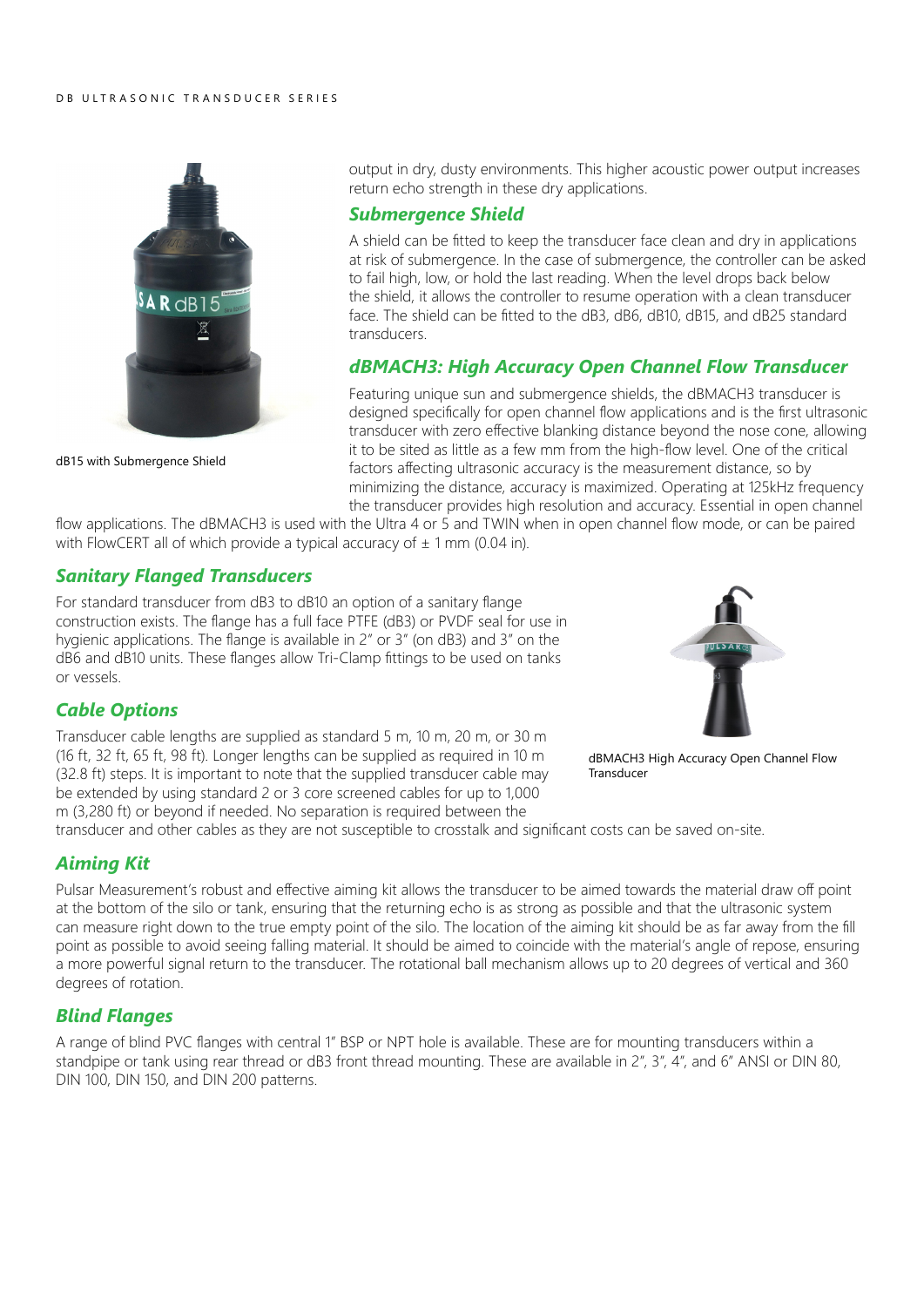output in dry, dusty environments. This higher acoustic power output increases return echo strength in these dry applications.

dB15 with Submergence Shield

## Submergence Shield

A shield can be fitted to keep the transducer face clean and dry in applications at risk of submergence. In the case of submergence, the controller can be asked to fail high, low, or hold the last reading. When the level drops back below the shield, it allows the controller to resume operation with a clean transducer face. The shield can be fitted to the dB3, dB6, dB10, dB15, and dB25 standard transducers.

## dBMACH3: High Accuracy Open Channel Flow Transducer

Featuring unique sun and submergence shields, the dBMACH3 transducer is designed specifically for open channel flow applications and is the first ultrasonic transducer with zero effective blanking distance beyond the nose cone, allowing it to be sited as little as a few mm from the high-flow level. One of the critical factors affecting ultrasonic accuracy is the measurement distance, so by minimizing the distance, accuracy is maximized. Operating at 125kHz frequency the transducer provides high resolution and accuracy. Essential in open channel flow applications. The dBMACH3 is used with the Ultra 4 or 5 and TWIN when in open channel flow mode, or can be paired with FlowCERT all of which provide a typical accuracy of ± 1 mm (0.04 in).

## Sanitary Flanged Transducers

For standard transducer from dB3 to dB10 an option of a sanitary flange construction exists. The flange has a full face PTFE (dB3) or PVDF seal for use in hygienic applications. The flange is available in 2" or 3" (on dB3) and 3" on the dB6 and dB10 units. These flanges allow Tri-Clamp fittings to be used on tanks or vessels.

dBMACH3 High Accuracy Open Channel Flow Transducer

## Cable Options

Transducer cable lengths are supplied as standard 5 m, 10 m, 20 m, or 30 m (16 ft, 32 ft, 65 ft, 98 ft). Longer lengths can be supplied as required in 10 m (32.8 ft) steps. It is important to note that the supplied transducer cable may be extended by using standard 2 or 3 core screened cables for up to 1,000 m (3,280 ft) or beyond if needed. No separation is required between the transducer and other cables as they are not susceptible to crosstalk and significant costs can be saved on-site.

## Aiming Kit

Pulsar Measurement's robust and effective aiming kit allows the transducer to be aimed towards the material draw off point at the bottom of the silo or tank, ensuring that the returning echo is as strong as possible and that the ultrasonic system can measure right down to the true empty point of the silo. The location of the aiming kit should be as far away from the fill point as possible to avoid seeing falling material. It should be aimed to coincide with the material's angle of repose, ensuring a more powerful signal return to the transducer. The rotational ball mechanism allows up to 20 degrees of vertical and 360 degrees of rotation.

## Blind Flanges

A range of blind PVC flanges with central 1" BSP or NPT hole is available. These are for mounting transducers within a standpipe or tank using rear thread or dB3 front thread mounting. These are available in 2", 3", 4", and 6" ANSI or DIN 80, DIN 100, DIN 150, and DIN 200 patterns.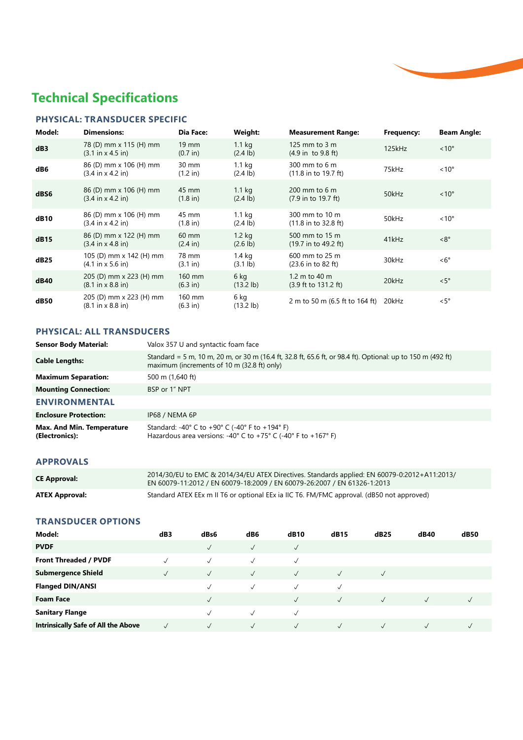# Technical Specifications

## PHYSICAL: TRANSDUCER SPECIFIC

| Model: | Dimensions: | Dia Face: | Weight: | Measurement Range: | Frequency: | Beam Angle: |
|---|---|---|---|---|---|---|
| **dB3** | 78 (D) mm x 115 (H) mm (3.1 in x 4.5 in) | 19 mm (0.7 in) | 1.1 kg (2.4 lb) | 125 mm to 3 m (4.9 in to 9.8 ft) | 125kHz | <10° |
| **dB6** | 86 (D) mm x 106 (H) mm (3.4 in x 4.2 in) | 30 mm (1.2 in) | 1.1 kg (2.4 lb) | 300 mm to 6 m (11.8 in to 19.7 ft) | 75kHz | <10° |
| **dBS6** | 86 (D) mm x 106 (H) mm (3.4 in x 4.2 in) | 45 mm (1.8 in) | 1.1 kg (2.4 lb) | 200 mm to 6 m (7.9 in to 19.7 ft) | 50kHz | <10° |
| **dB10** | 86 (D) mm x 106 (H) mm (3.4 in x 4.2 in) | 45 mm (1.8 in) | 1.1 kg (2.4 lb) | 300 mm to 10 m (11.8 in to 32.8 ft) | 50kHz | <10° |
| **dB15** | 86 (D) mm x 122 (H) mm (3.4 in x 4.8 in) | 60 mm (2.4 in) | 1.2 kg (2.6 lb) | 500 mm to 15 m (19.7 in to 49.2 ft) | 41kHz | <8° |
| **dB25** | 105 (D) mm x 142 (H) mm (4.1 in x 5.6 in) | 78 mm (3.1 in) | 1.4 kg (3.1 lb) | 600 mm to 25 m (23.6 in to 82 ft) | 30kHz | <6° |
| **dB40** | 205 (D) mm x 223 (H) mm (8.1 in x 8.8 in) | 160 mm (6.3 in) | 6 kg (13.2 lb) | 1.2 m to 40 m (3.9 ft to 131.2 ft) | 20kHz | <5° |
| **dB50** | 205 (D) mm x 223 (H) mm (8.1 in x 8.8 in) | 160 mm (6.3 in) | 6 kg (13.2 lb) | 2 m to 50 m (6.5 ft to 164 ft) | 20kHz | <5° |

## PHYSICAL: ALL TRANSDUCERS

| | |
|---|---|
| **Sensor Body Material:** | Valox 357 U and syntactic foam face |
| **Cable Lengths:** | Standard = 5 m, 10 m, 20 m, or 30 m (16.4 ft, 32.8 ft, 65.6 ft, or 98.4 ft). Optional: up to 150 m (492 ft) maximum (increments of 10 m (32.8 ft) only) |
| **Maximum Separation:** | 500 m (1,640 ft) |
| **Mounting Connection:** | BSP or 1" NPT |

## ENVIRONMENTAL

| | |
|---|---|
| **Enclosure Protection:** | IP68 / NEMA 6P |
| **Max. And Min. Temperature (Electronics):** | Standard: -40° C to +90° C (-40° F to +194° F)<br>Hazardous area versions: -40° C to +75° C (-40° F to +167° F) |

## APPROVALS

| | |
|---|---|
| **CE Approval:** | 2014/30/EU to EMC & 2014/34/EU ATEX Directives. Standards applied: EN 60079-0:2012+A11:2013/ EN 60079-11:2012 / EN 60079-18:2009 / EN 60079-26:2007 / EN 61326-1:2013 |
| **ATEX Approval:** | Standard ATEX EEx m II T6 or optional EEx ia IIC T6. FM/FMC approval. (dB50 not approved) |

## TRANSDUCER OPTIONS

| Model: | dB3 | dBs6 | dB6 | dB10 | dB15 | dB25 | dB40 | dB50 |
|---|---|---|---|---|---|---|---|---|
| **PVDF** | | ✓ | ✓ | ✓ | | | | |
| **Front Threaded / PVDF** | ✓ | ✓ | ✓ | ✓ | | | | |
| **Submergence Shield** | ✓ | ✓ | ✓ | ✓ | ✓ | ✓ | | |
| **Flanged DIN/ANSI** | | ✓ | ✓ | ✓ | ✓ | | | |
| **Foam Face** | | ✓ | | ✓ | ✓ | ✓ | ✓ | ✓ |
| **Sanitary Flange** | | ✓ | ✓ | ✓ | | | | |
| **Intrinsically Safe of All the Above** | ✓ | ✓ | ✓ | ✓ | ✓ | ✓ | ✓ | ✓ |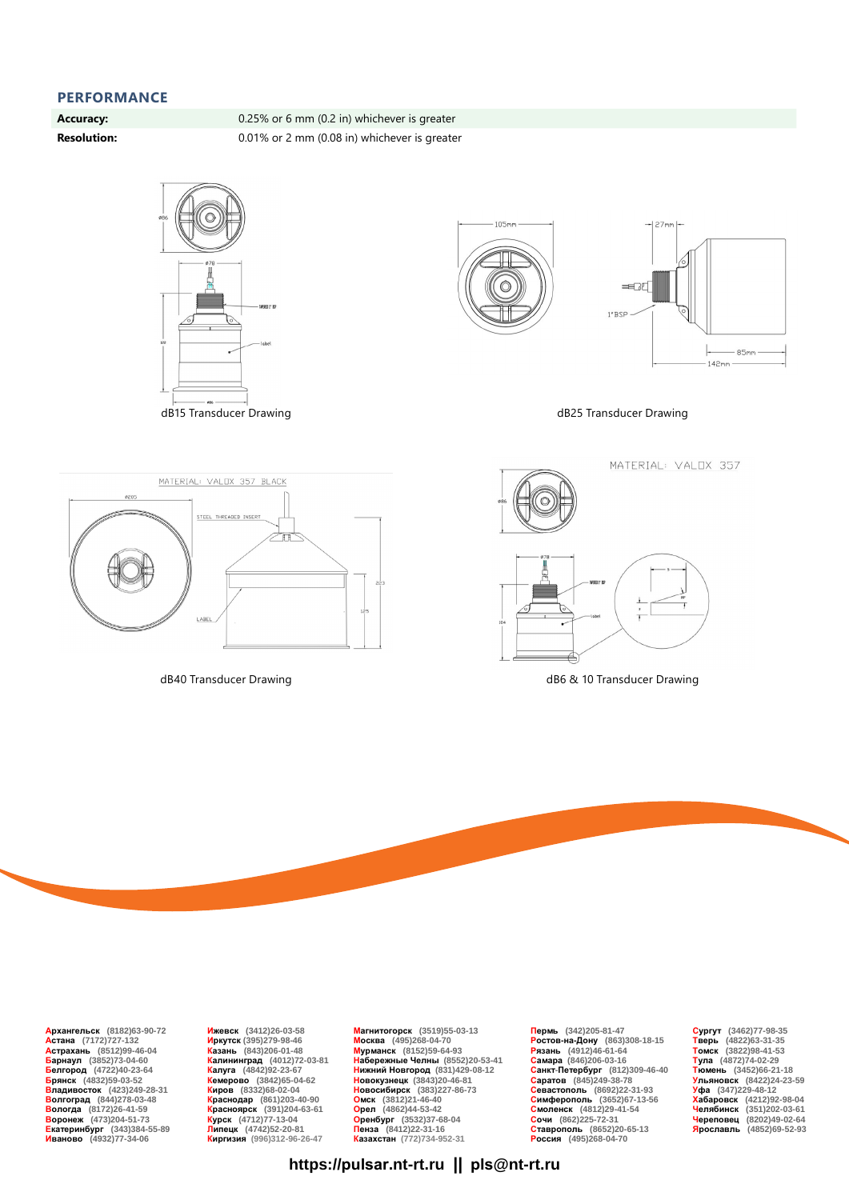## PERFORMANCE

| | |
|---|---|
| **Accuracy:** | 0.25% or 6 mm (0.2 in) whichever is greater |
| **Resolution:** | 0.01% or 2 mm (0.08 in) whichever is greater |

dB15 Transducer Drawing

105mm

27mm

1" BSP

85mm

142mm

dB25 Transducer Drawing

MATERIAL: VALOX 357 BLACK

STEEL THREADED INSERT

LABEL

dB40 Transducer Drawing

MATERIAL: VALOX 357

dB6 & 10 Transducer Drawing

**Архангельск** (8182)63-90-72
**Астана** (7172)727-132
**Астрахань** (8512)99-46-04
**Барнаул** (3852)73-04-60
**Белгород** (4722)40-23-64
**Брянск** (4832)59-03-52
**Владивосток** (423)249-28-31
**Волгоград** (844)278-03-48
**Вологда** (8172)26-41-59
**Воронеж** (473)204-51-73
**Екатеринбург** (343)384-55-89
**Иваново** (4932)77-34-06
**Ижевск** (3412)26-03-58
**Иркутск** (395)279-98-46
**Казань** (843)206-01-48
**Калининград** (4012)72-03-81
**Калуга** (4842)92-23-67
**Кемерово** (3842)65-04-62
**Киров** (8332)68-02-04
**Краснодар** (861)203-40-90
**Красноярск** (391)204-63-61
**Курск** (4712)77-13-04
**Липецк** (4742)52-20-81
**Киргизия** (996)312-96-26-47
**Магнитогорск** (3519)55-03-13
**Москва** (495)268-04-70
**Мурманск** (8152)59-64-93
**Набережные Челны** (8552)20-53-41
**Нижний Новгород** (831)429-08-12
**Новокузнецк** (3843)20-46-81
**Новосибирск** (383)227-86-73
**Омск** (3812)21-46-40
**Орел** (4862)44-53-42
**Оренбург** (3532)37-68-04
**Пенза** (8412)22-31-16
**Казахстан** (772)734-952-31
**Пермь** (342)205-81-47
**Ростов-на-Дону** (863)308-18-15
**Рязань** (4912)46-61-64
**Самара** (846)206-03-16
**Санкт-Петербург** (812)309-46-40
**Саратов** (845)249-38-78
**Севастополь** (8692)22-31-93
**Симферополь** (3652)67-13-56
**Смоленск** (4812)29-41-54
**Сочи** (862)225-72-31
**Ставрополь** (8652)20-65-13
**Россия** (495)268-04-70
**Сургут** (3462)77-98-35
**Тверь** (4822)63-31-35
**Томск** (3822)98-41-53
**Тула** (4872)74-02-29
**Тюмень** (3452)66-21-18
**Ульяновск** (8422)24-23-59
**Уфа** (347)229-48-12
**Хабаровск** (4212)92-98-04
**Челябинск** (351)202-03-61
**Череповец** (8202)49-02-64
**Ярославль** (4852)69-52-93

**https://pulsar.nt-rt.ru || pls@nt-rt.ru**